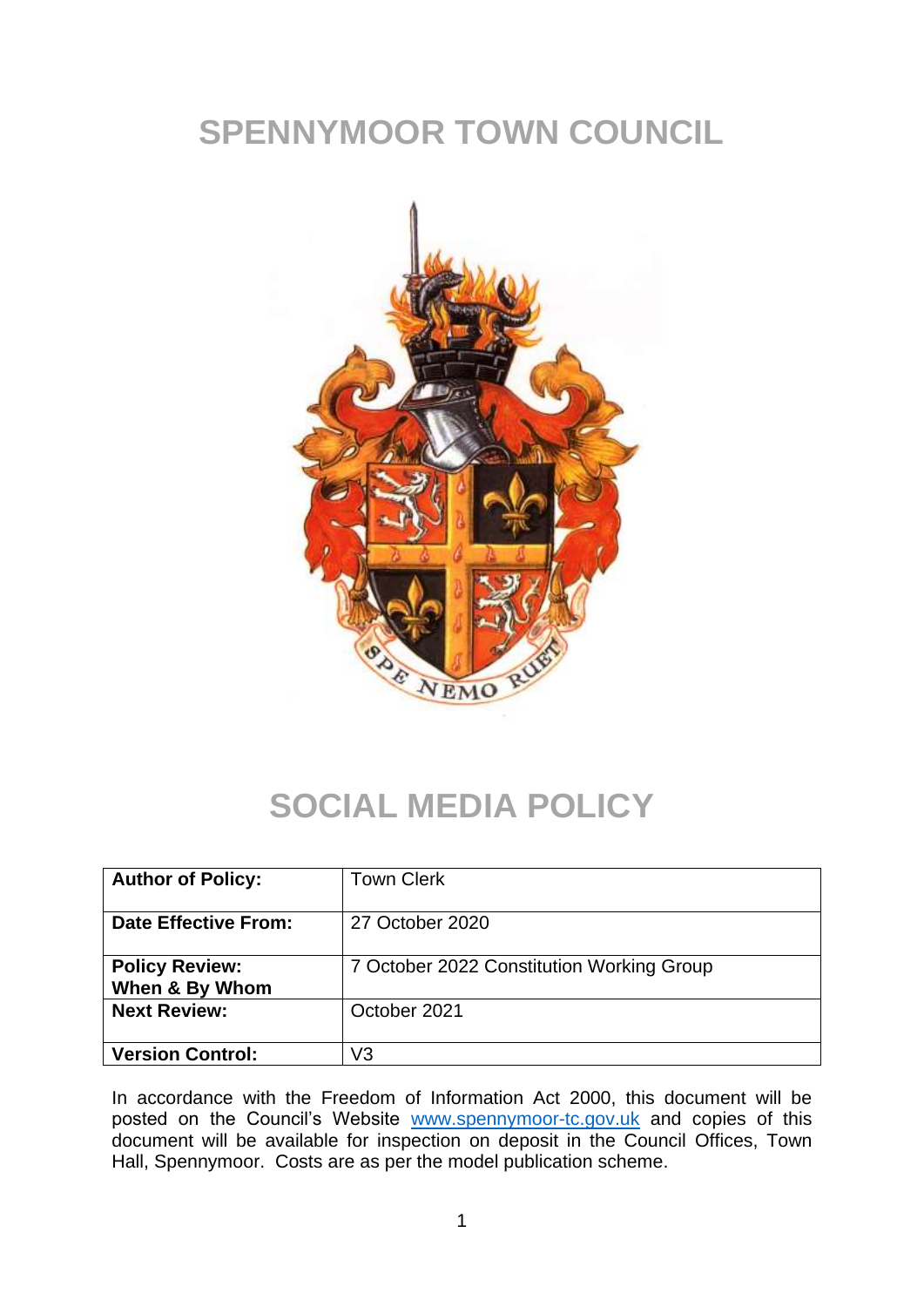# SPENNYMOOR TOWN COUNCIL

# SOCIAL MEDIA POLICY

| **Author of Policy:** | Town Clerk |
|---|---|
| **Date Effective From:** | 27 October 2020 |
| **Policy Review: When & By Whom** | 7 October 2022 Constitution Working Group |
| **Next Review:** | October 2021 |
| **Version Control:** | V3 |

In accordance with the Freedom of Information Act 2000, this document will be posted on the Council's Website [www.spennymoor-tc.gov.uk](http://www.spennymoor-tc.gov.uk) and copies of this document will be available for inspection on deposit in the Council Offices, Town Hall, Spennymoor. Costs are as per the model publication scheme.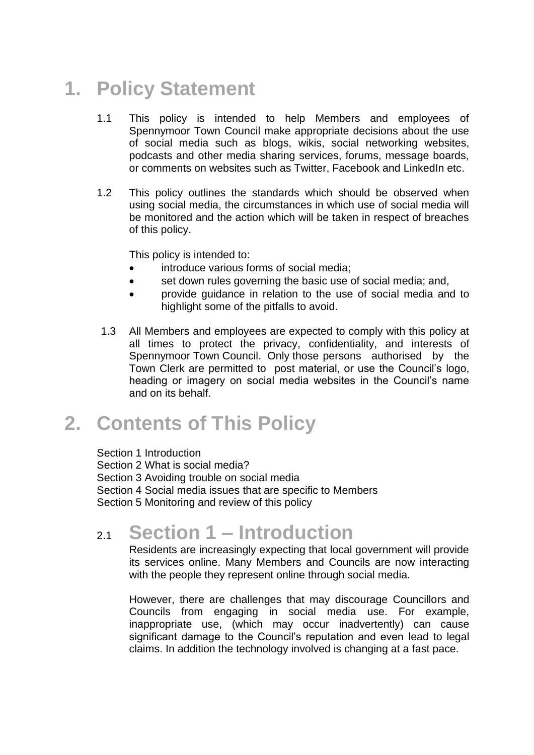# 1. Policy Statement

1.1 This policy is intended to help Members and employees of Spennymoor Town Council make appropriate decisions about the use of social media such as blogs, wikis, social networking websites, podcasts and other media sharing services, forums, message boards, or comments on websites such as Twitter, Facebook and LinkedIn etc.

1.2 This policy outlines the standards which should be observed when using social media, the circumstances in which use of social media will be monitored and the action which will be taken in respect of breaches of this policy.

This policy is intended to:

- introduce various forms of social media;
- set down rules governing the basic use of social media; and,
- provide guidance in relation to the use of social media and to highlight some of the pitfalls to avoid.

1.3 All Members and employees are expected to comply with this policy at all times to protect the privacy, confidentiality, and interests of Spennymoor Town Council. Only those persons authorised by the Town Clerk are permitted to post material, or use the Council's logo, heading or imagery on social media websites in the Council's name and on its behalf.

# 2. Contents of This Policy

Section 1 Introduction
Section 2 What is social media?
Section 3 Avoiding trouble on social media
Section 4 Social media issues that are specific to Members
Section 5 Monitoring and review of this policy

## 2.1 Section 1 – Introduction

Residents are increasingly expecting that local government will provide its services online. Many Members and Councils are now interacting with the people they represent online through social media.

However, there are challenges that may discourage Councillors and Councils from engaging in social media use. For example, inappropriate use, (which may occur inadvertently) can cause significant damage to the Council's reputation and even lead to legal claims. In addition the technology involved is changing at a fast pace.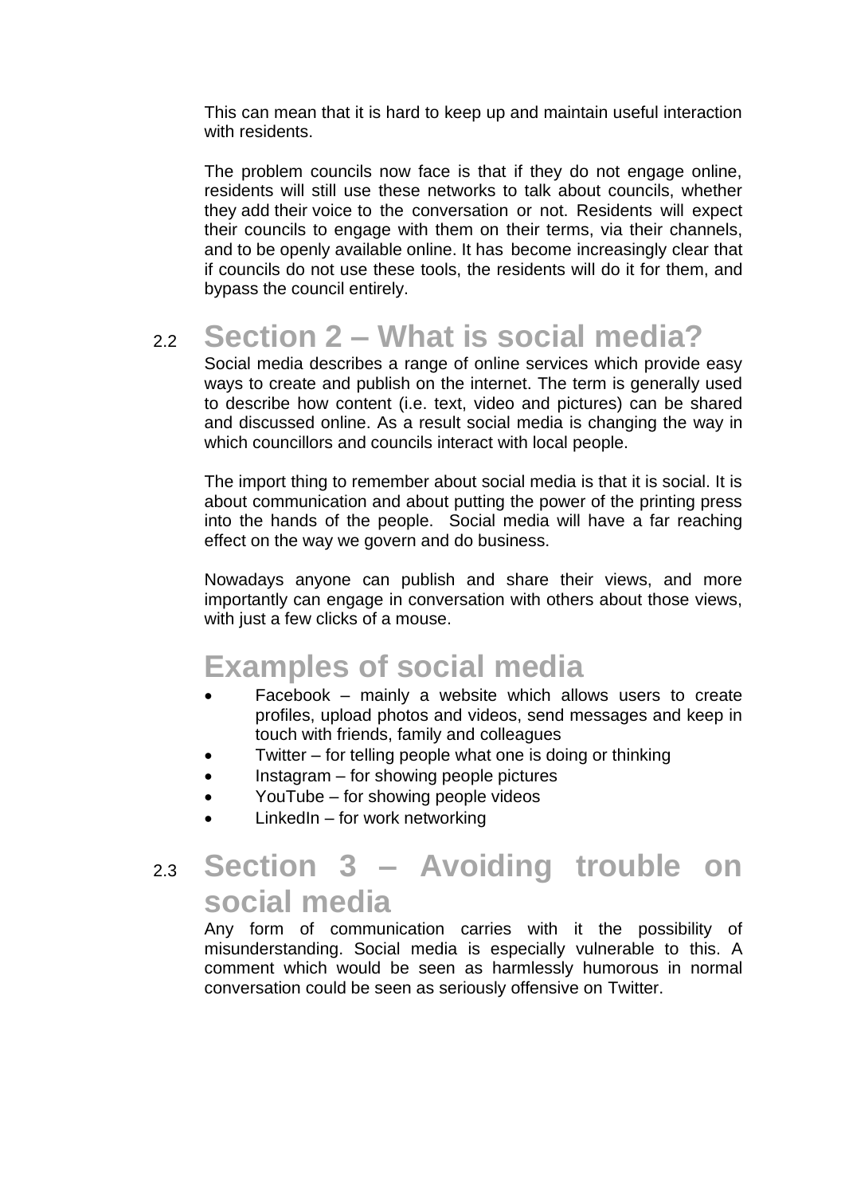This can mean that it is hard to keep up and maintain useful interaction with residents.

The problem councils now face is that if they do not engage online, residents will still use these networks to talk about councils, whether they add their voice to the conversation or not. Residents will expect their councils to engage with them on their terms, via their channels, and to be openly available online. It has become increasingly clear that if councils do not use these tools, the residents will do it for them, and bypass the council entirely.

## 2.2 Section 2 – What is social media?

Social media describes a range of online services which provide easy ways to create and publish on the internet. The term is generally used to describe how content (i.e. text, video and pictures) can be shared and discussed online. As a result social media is changing the way in which councillors and councils interact with local people.

The import thing to remember about social media is that it is social. It is about communication and about putting the power of the printing press into the hands of the people. Social media will have a far reaching effect on the way we govern and do business.

Nowadays anyone can publish and share their views, and more importantly can engage in conversation with others about those views, with just a few clicks of a mouse.

## Examples of social media

- Facebook – mainly a website which allows users to create profiles, upload photos and videos, send messages and keep in touch with friends, family and colleagues
- Twitter – for telling people what one is doing or thinking
- Instagram – for showing people pictures
- YouTube – for showing people videos
- LinkedIn – for work networking

## 2.3 Section 3 – Avoiding trouble on social media

Any form of communication carries with it the possibility of misunderstanding. Social media is especially vulnerable to this. A comment which would be seen as harmlessly humorous in normal conversation could be seen as seriously offensive on Twitter.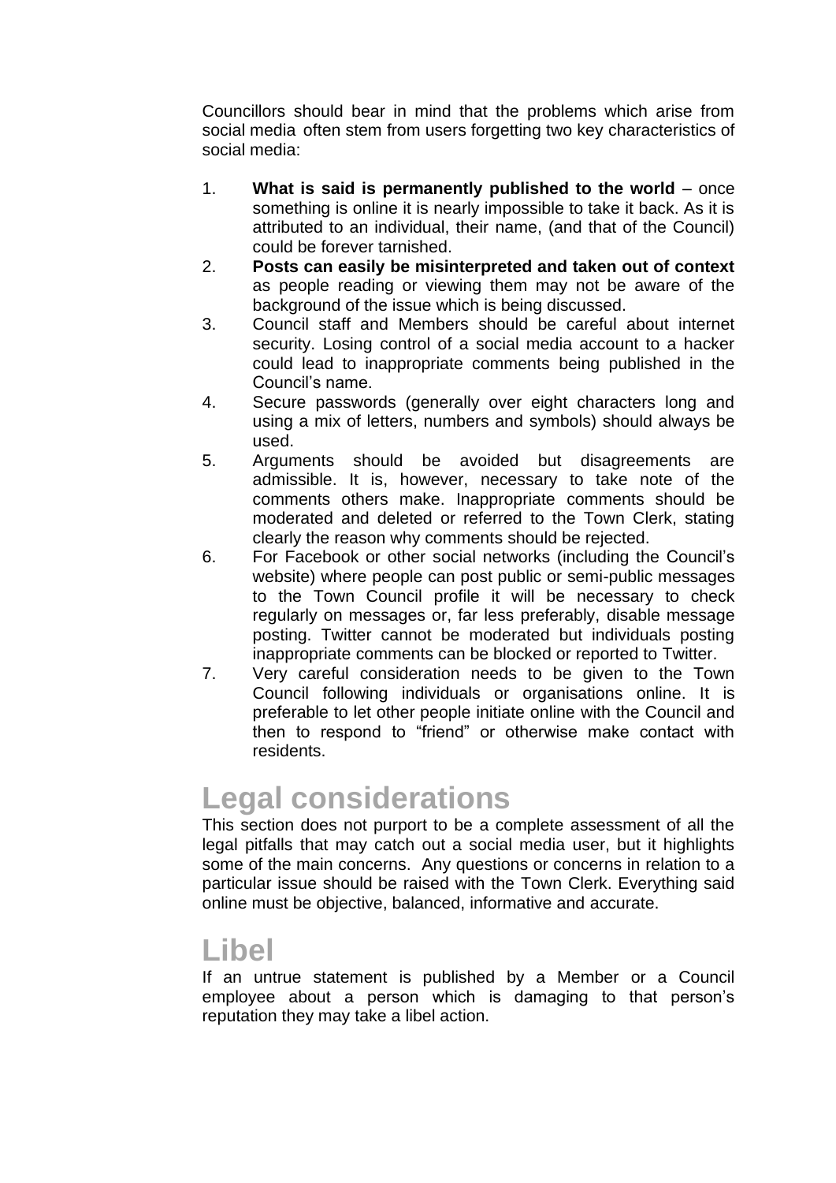Councillors should bear in mind that the problems which arise from social media often stem from users forgetting two key characteristics of social media:

1. **What is said is permanently published to the world** – once something is online it is nearly impossible to take it back. As it is attributed to an individual, their name, (and that of the Council) could be forever tarnished.
2. **Posts can easily be misinterpreted and taken out of context** as people reading or viewing them may not be aware of the background of the issue which is being discussed.
3. Council staff and Members should be careful about internet security. Losing control of a social media account to a hacker could lead to inappropriate comments being published in the Council's name.
4. Secure passwords (generally over eight characters long and using a mix of letters, numbers and symbols) should always be used.
5. Arguments should be avoided but disagreements are admissible. It is, however, necessary to take note of the comments others make. Inappropriate comments should be moderated and deleted or referred to the Town Clerk, stating clearly the reason why comments should be rejected.
6. For Facebook or other social networks (including the Council's website) where people can post public or semi-public messages to the Town Council profile it will be necessary to check regularly on messages or, far less preferably, disable message posting. Twitter cannot be moderated but individuals posting inappropriate comments can be blocked or reported to Twitter.
7. Very careful consideration needs to be given to the Town Council following individuals or organisations online. It is preferable to let other people initiate online with the Council and then to respond to "friend" or otherwise make contact with residents.

## Legal considerations

This section does not purport to be a complete assessment of all the legal pitfalls that may catch out a social media user, but it highlights some of the main concerns. Any questions or concerns in relation to a particular issue should be raised with the Town Clerk. Everything said online must be objective, balanced, informative and accurate.

## Libel

If an untrue statement is published by a Member or a Council employee about a person which is damaging to that person's reputation they may take a libel action.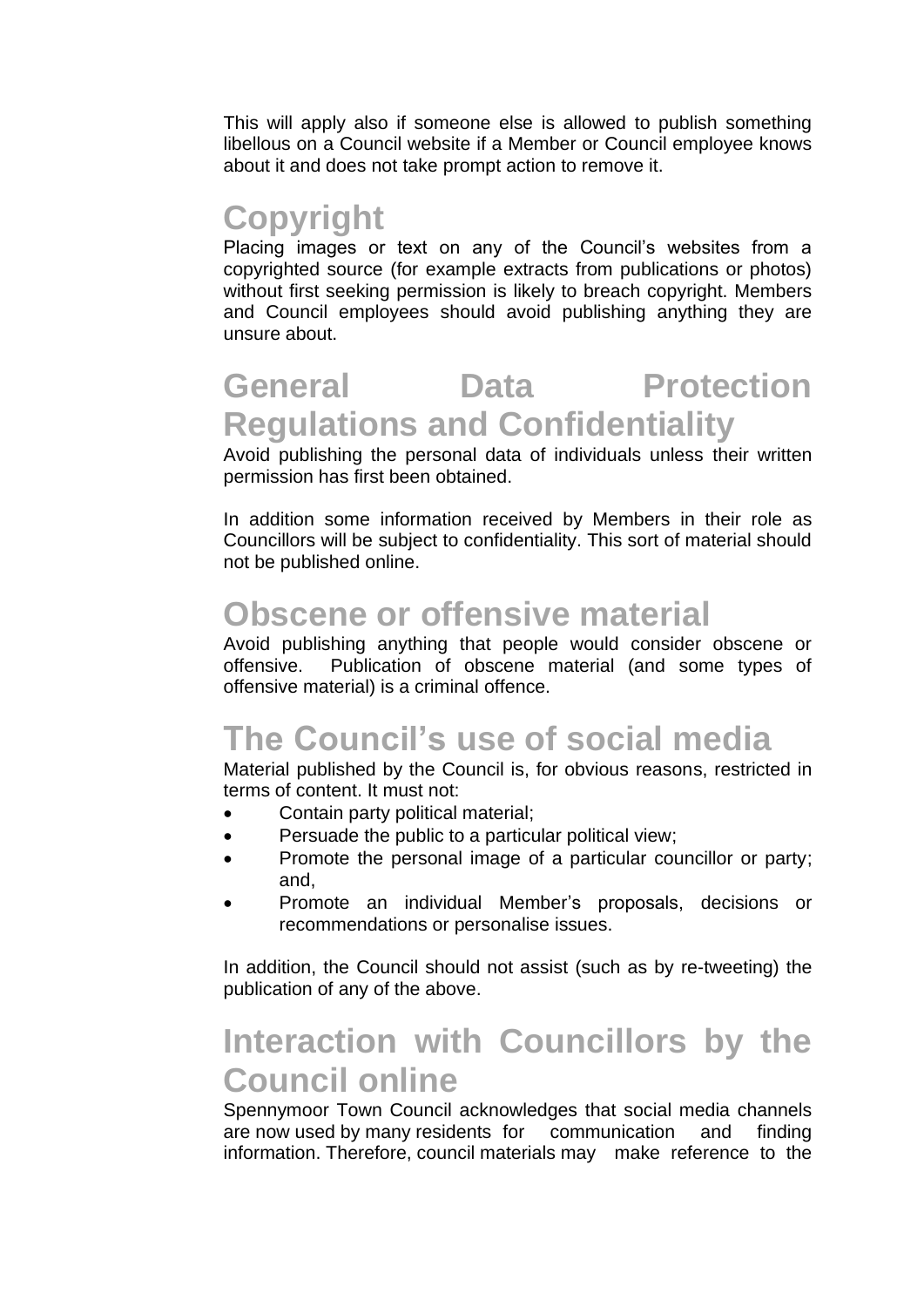This will apply also if someone else is allowed to publish something libellous on a Council website if a Member or Council employee knows about it and does not take prompt action to remove it.

## Copyright

Placing images or text on any of the Council's websites from a copyrighted source (for example extracts from publications or photos) without first seeking permission is likely to breach copyright. Members and Council employees should avoid publishing anything they are unsure about.

## General Data Protection Regulations and Confidentiality

Avoid publishing the personal data of individuals unless their written permission has first been obtained.

In addition some information received by Members in their role as Councillors will be subject to confidentiality. This sort of material should not be published online.

## Obscene or offensive material

Avoid publishing anything that people would consider obscene or offensive. Publication of obscene material (and some types of offensive material) is a criminal offence.

## The Council's use of social media

Material published by the Council is, for obvious reasons, restricted in terms of content. It must not:

- Contain party political material;
- Persuade the public to a particular political view;
- Promote the personal image of a particular councillor or party; and,
- Promote an individual Member's proposals, decisions or recommendations or personalise issues.

In addition, the Council should not assist (such as by re-tweeting) the publication of any of the above.

## Interaction with Councillors by the Council online

Spennymoor Town Council acknowledges that social media channels are now used by many residents for communication and finding information. Therefore, council materials may make reference to the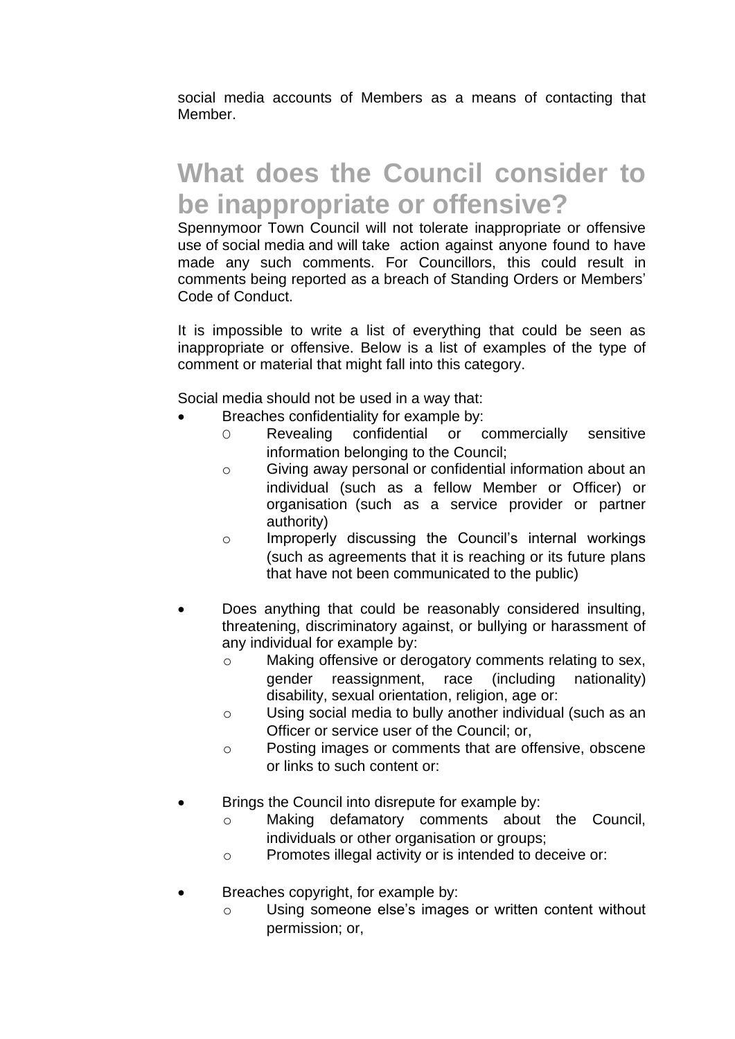social media accounts of Members as a means of contacting that Member.

## What does the Council consider to be inappropriate or offensive?

Spennymoor Town Council will not tolerate inappropriate or offensive use of social media and will take action against anyone found to have made any such comments. For Councillors, this could result in comments being reported as a breach of Standing Orders or Members' Code of Conduct.

It is impossible to write a list of everything that could be seen as inappropriate or offensive. Below is a list of examples of the type of comment or material that might fall into this category.

Social media should not be used in a way that:

- Breaches confidentiality for example by:
  - Revealing confidential or commercially sensitive information belonging to the Council;
  - Giving away personal or confidential information about an individual (such as a fellow Member or Officer) or organisation (such as a service provider or partner authority)
  - Improperly discussing the Council's internal workings (such as agreements that it is reaching or its future plans that have not been communicated to the public)

- Does anything that could be reasonably considered insulting, threatening, discriminatory against, or bullying or harassment of any individual for example by:
  - Making offensive or derogatory comments relating to sex, gender reassignment, race (including nationality) disability, sexual orientation, religion, age or:
  - Using social media to bully another individual (such as an Officer or service user of the Council; or,
  - Posting images or comments that are offensive, obscene or links to such content or:

- Brings the Council into disrepute for example by:
  - Making defamatory comments about the Council, individuals or other organisation or groups;
  - Promotes illegal activity or is intended to deceive or:

- Breaches copyright, for example by:
  - Using someone else's images or written content without permission; or,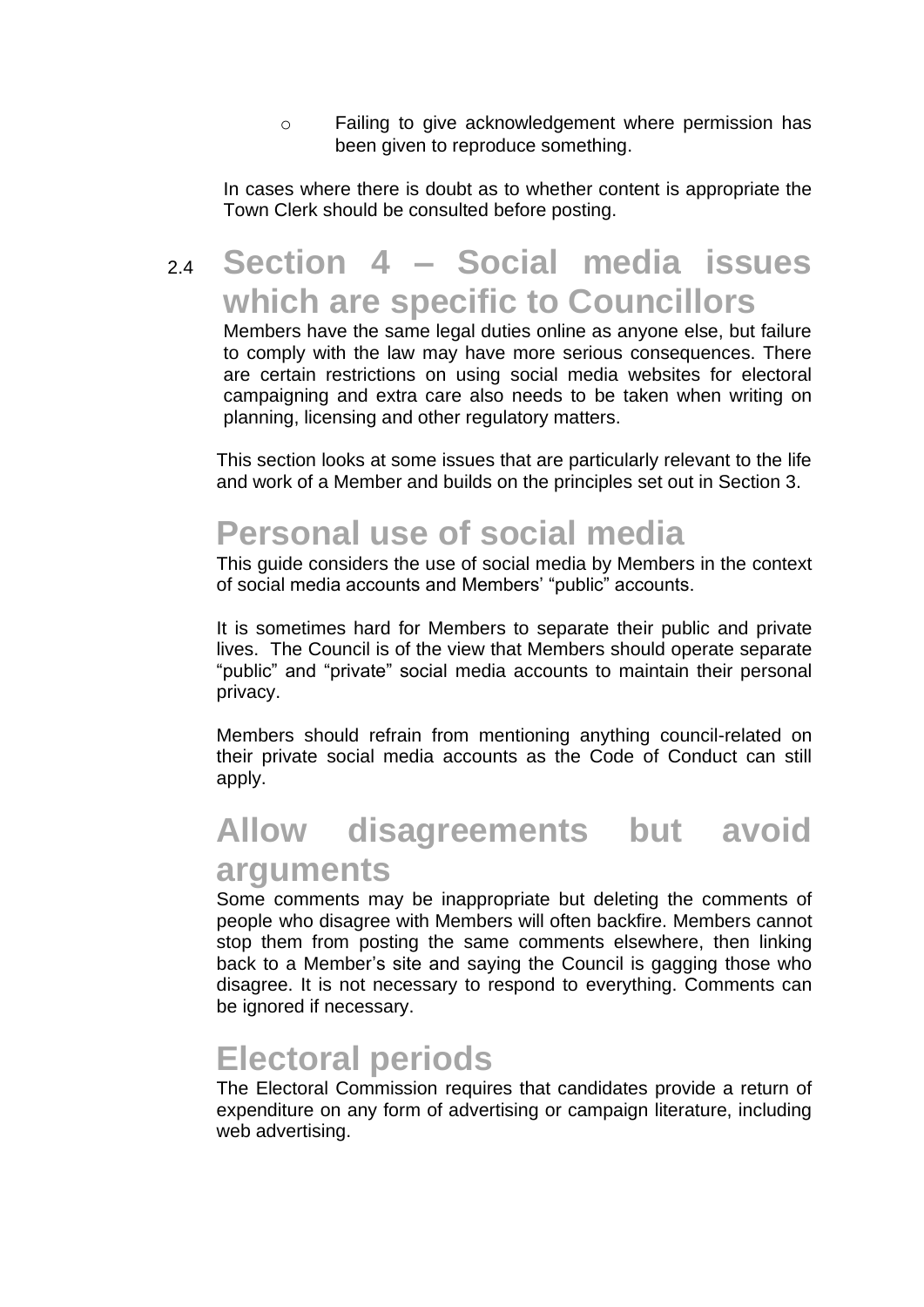- Failing to give acknowledgement where permission has been given to reproduce something.

In cases where there is doubt as to whether content is appropriate the Town Clerk should be consulted before posting.

## 2.4 Section 4 – Social media issues which are specific to Councillors

Members have the same legal duties online as anyone else, but failure to comply with the law may have more serious consequences. There are certain restrictions on using social media websites for electoral campaigning and extra care also needs to be taken when writing on planning, licensing and other regulatory matters.

This section looks at some issues that are particularly relevant to the life and work of a Member and builds on the principles set out in Section 3.

## Personal use of social media

This guide considers the use of social media by Members in the context of social media accounts and Members' "public" accounts.

It is sometimes hard for Members to separate their public and private lives. The Council is of the view that Members should operate separate "public" and "private" social media accounts to maintain their personal privacy.

Members should refrain from mentioning anything council-related on their private social media accounts as the Code of Conduct can still apply.

## Allow disagreements but avoid arguments

Some comments may be inappropriate but deleting the comments of people who disagree with Members will often backfire. Members cannot stop them from posting the same comments elsewhere, then linking back to a Member's site and saying the Council is gagging those who disagree. It is not necessary to respond to everything. Comments can be ignored if necessary.

## Electoral periods

The Electoral Commission requires that candidates provide a return of expenditure on any form of advertising or campaign literature, including web advertising.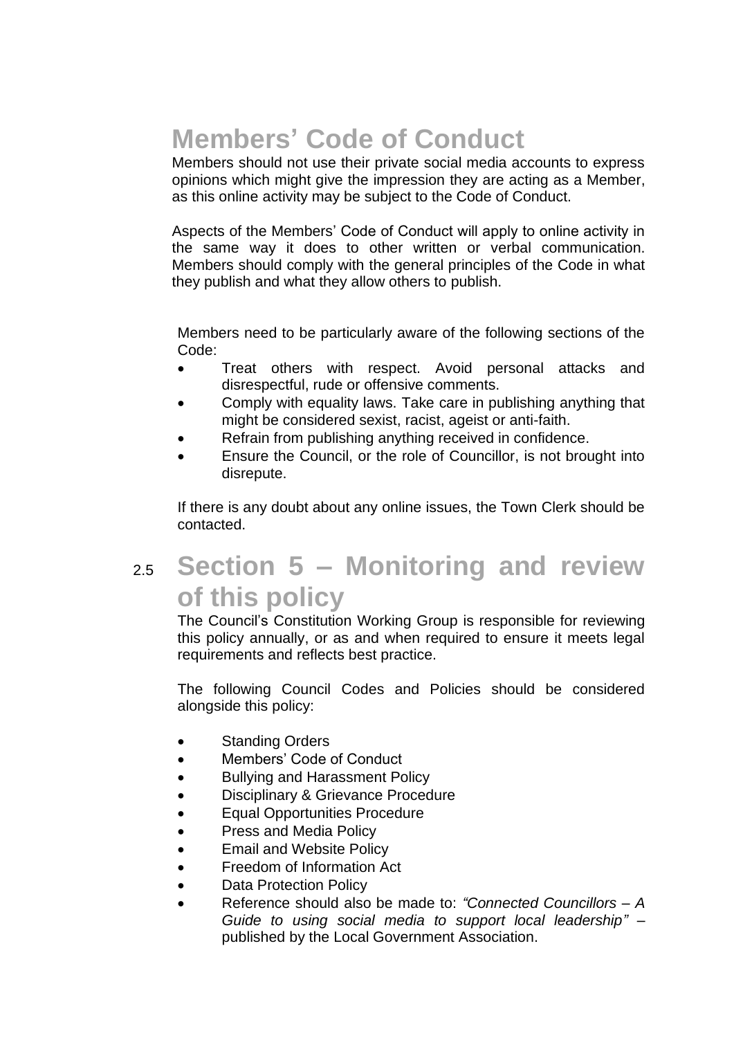## Members' Code of Conduct

Members should not use their private social media accounts to express opinions which might give the impression they are acting as a Member, as this online activity may be subject to the Code of Conduct.

Aspects of the Members' Code of Conduct will apply to online activity in the same way it does to other written or verbal communication. Members should comply with the general principles of the Code in what they publish and what they allow others to publish.

Members need to be particularly aware of the following sections of the Code:

- Treat others with respect. Avoid personal attacks and disrespectful, rude or offensive comments.
- Comply with equality laws. Take care in publishing anything that might be considered sexist, racist, ageist or anti-faith.
- Refrain from publishing anything received in confidence.
- Ensure the Council, or the role of Councillor, is not brought into disrepute.

If there is any doubt about any online issues, the Town Clerk should be contacted.

## 2.5 Section 5 – Monitoring and review of this policy

The Council's Constitution Working Group is responsible for reviewing this policy annually, or as and when required to ensure it meets legal requirements and reflects best practice.

The following Council Codes and Policies should be considered alongside this policy:

- Standing Orders
- Members' Code of Conduct
- Bullying and Harassment Policy
- Disciplinary & Grievance Procedure
- Equal Opportunities Procedure
- Press and Media Policy
- Email and Website Policy
- Freedom of Information Act
- Data Protection Policy
- Reference should also be made to: *"Connected Councillors – A Guide to using social media to support local leadership"* – published by the Local Government Association.